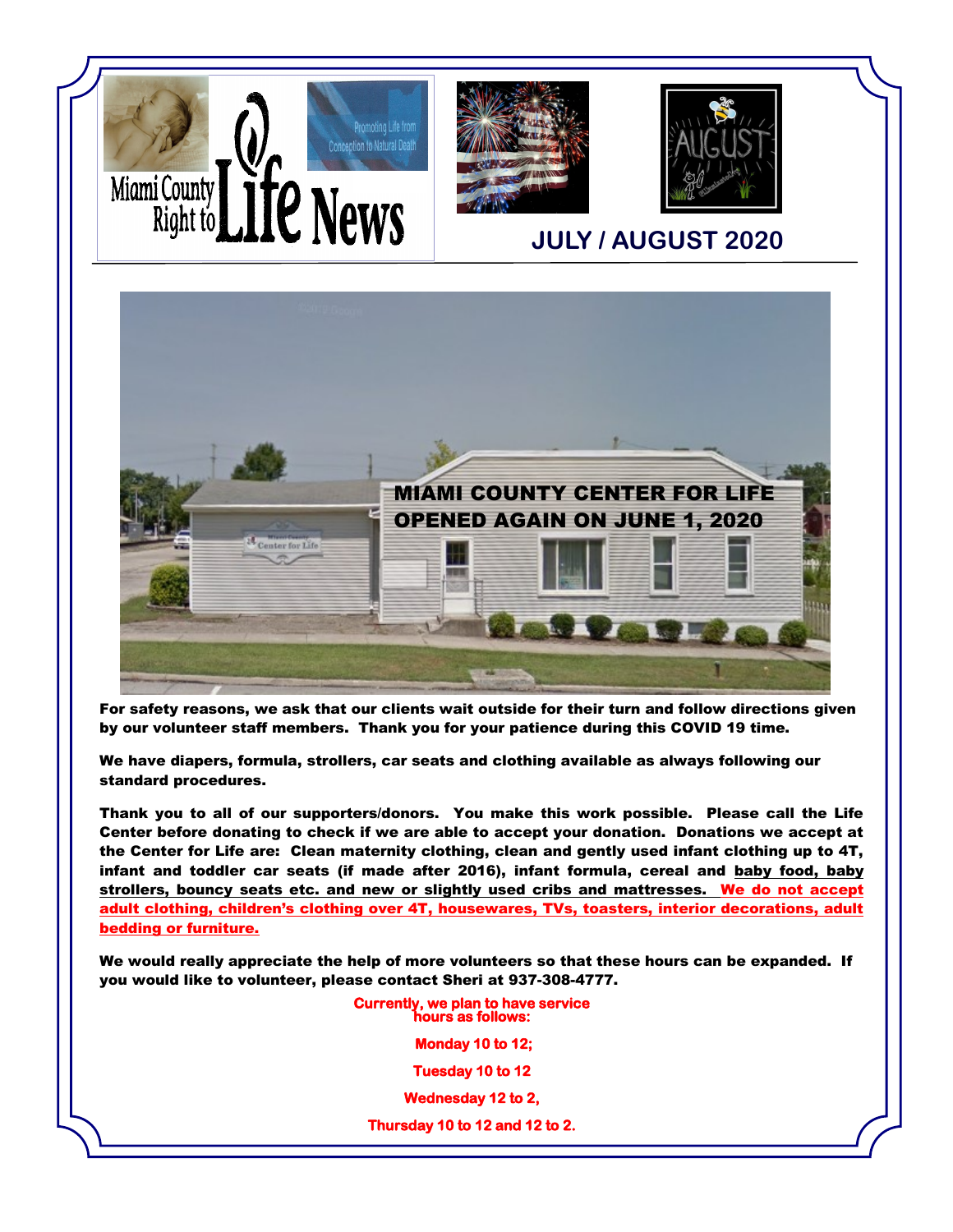# Miami County Right to Life News

Promoting Life from Conception to Natural Death

## JULY / AUGUST 2020

## MIAMI COUNTY CENTER FOR LIFE OPENED AGAIN ON JUNE 1, 2020

**For safety reasons, we ask that our clients wait outside for their turn and follow directions given by our volunteer staff members. Thank you for your patience during this COVID 19 time.**

**We have diapers, formula, strollers, car seats and clothing available as always following our standard procedures.**

**Thank you to all of our supporters/donors. You make this work possible. Please call the Life Center before donating to check if we are able to accept your donation. Donations we accept at the Center for Life are: Clean maternity clothing, clean and gently used infant clothing up to 4T, infant and toddler car seats (if made after 2016), infant formula, cereal and baby food, baby strollers, bouncy seats etc. and new or slightly used cribs and mattresses. We do not accept adult clothing, children's clothing over 4T, housewares, TVs, toasters, interior decorations, adult bedding or furniture.**

**We would really appreciate the help of more volunteers so that these hours can be expanded. If you would like to volunteer, please contact Sheri at 937-308-4777.**

**Currently, we plan to have service hours as follows:**

**Monday 10 to 12;**

**Tuesday 10 to 12**

**Wednesday 12 to 2,**

**Thursday 10 to 12 and 12 to 2.**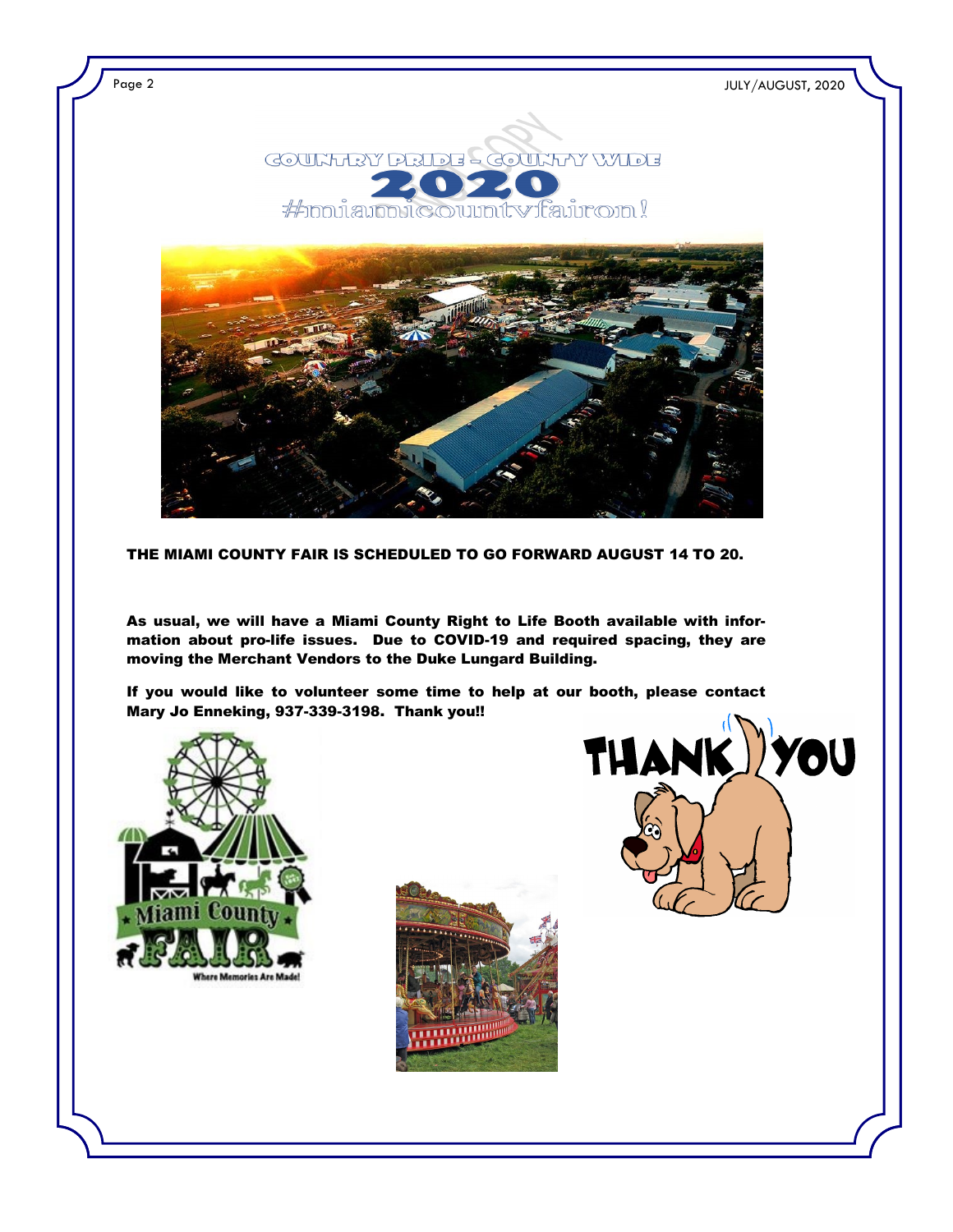COUNTRY PRIDE - COUNTY WIDE

# 2020

#miamicountyfairon!

**THE MIAMI COUNTY FAIR IS SCHEDULED TO GO FORWARD AUGUST 14 TO 20.**

**As usual, we will have a Miami County Right to Life Booth available with information about pro-life issues. Due to COVID-19 and required spacing, they are moving the Merchant Vendors to the Duke Lungard Building.**

**If you would like to volunteer some time to help at our booth, please contact Mary Jo Enneking, 937-339-3198. Thank you!!**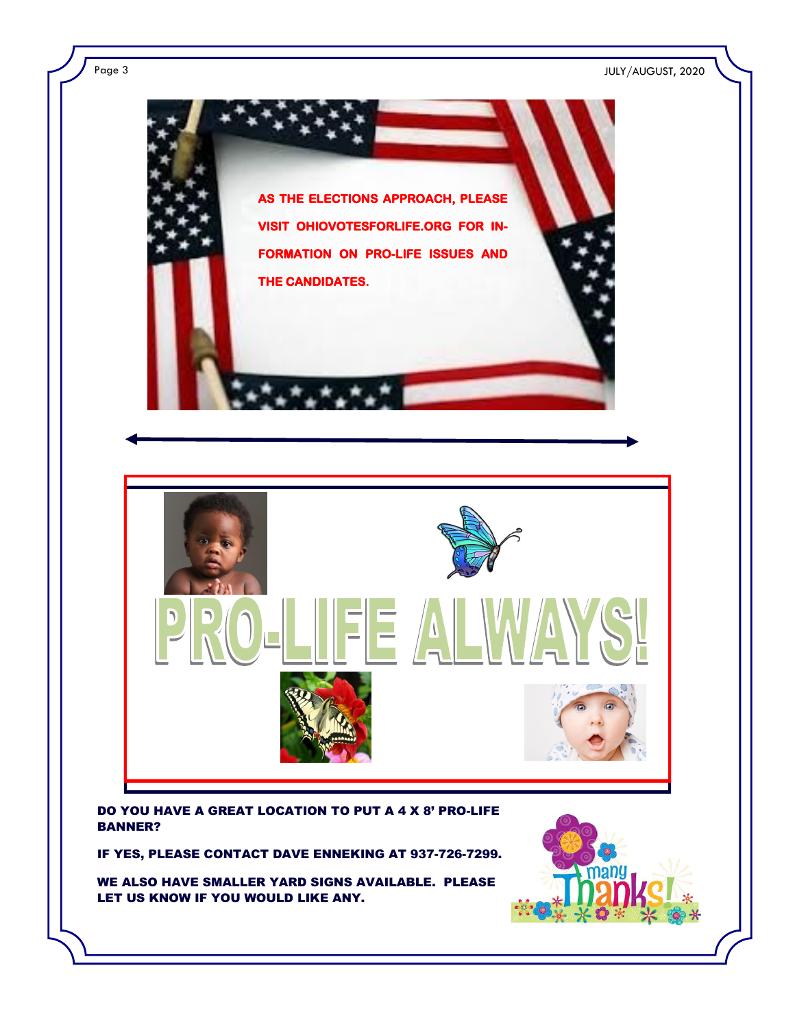AS THE ELECTIONS APPROACH, PLEASE VISIT OHIOVOTESFORLIFE.ORG FOR INFORMATION ON PRO-LIFE ISSUES AND THE CANDIDATES.

# PRO-LIFE ALWAYS!

**DO YOU HAVE A GREAT LOCATION TO PUT A 4 X 8' PRO-LIFE BANNER?**

**IF YES, PLEASE CONTACT DAVE ENNEKING AT 937-726-7299.**

**WE ALSO HAVE SMALLER YARD SIGNS AVAILABLE. PLEASE LET US KNOW IF YOU WOULD LIKE ANY.**

many Thanks!